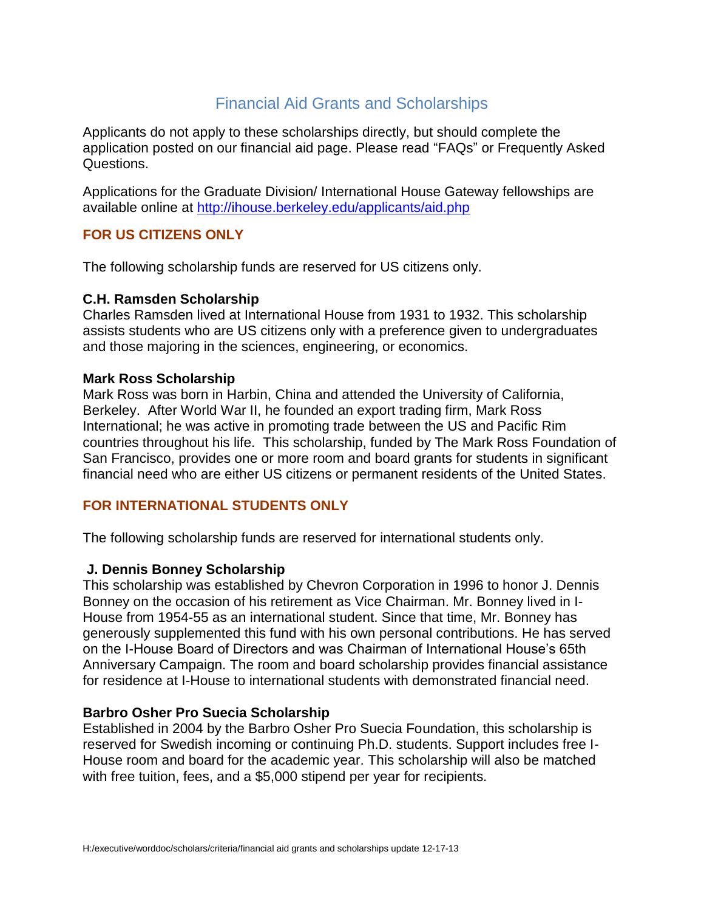# Financial Aid Grants and Scholarships

Applicants do not apply to these scholarships directly, but should complete the application posted on our financial aid page. Please read "FAQs" or Frequently Asked Questions.

Applications for the Graduate Division/ International House Gateway fellowships are available online at http://ihouse.berkeley.edu/applicants/aid.php

## FOR US CITIZENS ONLY

The following scholarship funds are reserved for US citizens only.

### C.H. Ramsden Scholarship

Charles Ramsden lived at International House from 1931 to 1932. This scholarship assists students who are US citizens only with a preference given to undergraduates and those majoring in the sciences, engineering, or economics.

### Mark Ross Scholarship

Mark Ross was born in Harbin, China and attended the University of California, Berkeley. After World War II, he founded an export trading firm, Mark Ross International; he was active in promoting trade between the US and Pacific Rim countries throughout his life. This scholarship, funded by The Mark Ross Foundation of San Francisco, provides one or more room and board grants for students in significant financial need who are either US citizens or permanent residents of the United States.

## FOR INTERNATIONAL STUDENTS ONLY

The following scholarship funds are reserved for international students only.

### J. Dennis Bonney Scholarship

This scholarship was established by Chevron Corporation in 1996 to honor J. Dennis Bonney on the occasion of his retirement as Vice Chairman. Mr. Bonney lived in I-House from 1954-55 as an international student. Since that time, Mr. Bonney has generously supplemented this fund with his own personal contributions. He has served on the I-House Board of Directors and was Chairman of International House's 65th Anniversary Campaign. The room and board scholarship provides financial assistance for residence at I-House to international students with demonstrated financial need.

### Barbro Osher Pro Suecia Scholarship

Established in 2004 by the Barbro Osher Pro Suecia Foundation, this scholarship is reserved for Swedish incoming or continuing Ph.D. students. Support includes free I-House room and board for the academic year. This scholarship will also be matched with free tuition, fees, and a $5,000 stipend per year for recipients.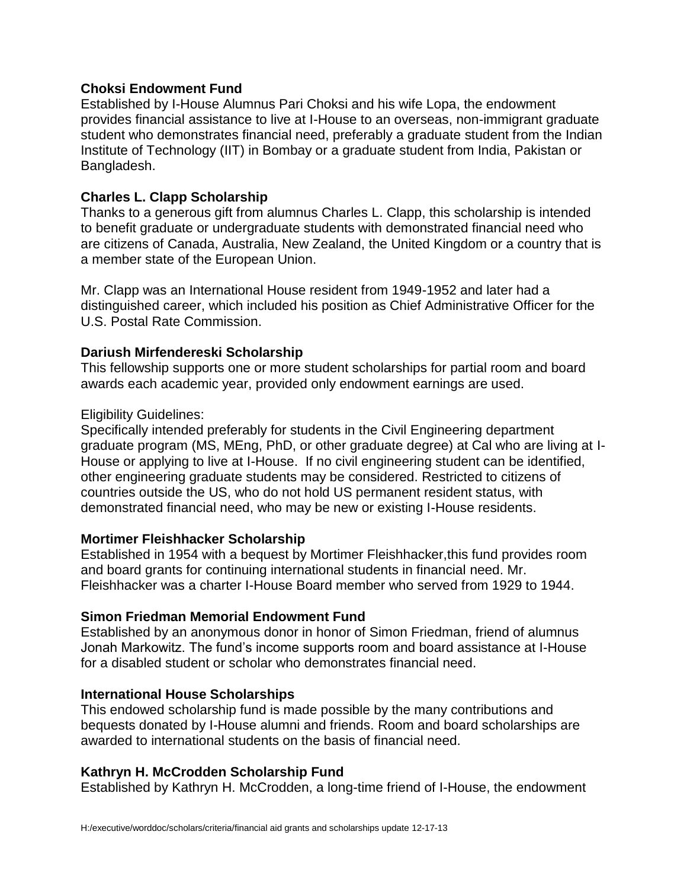**Choksi Endowment Fund**
Established by I-House Alumnus Pari Choksi and his wife Lopa, the endowment provides financial assistance to live at I-House to an overseas, non-immigrant graduate student who demonstrates financial need, preferably a graduate student from the Indian Institute of Technology (IIT) in Bombay or a graduate student from India, Pakistan or Bangladesh.

**Charles L. Clapp Scholarship**
Thanks to a generous gift from alumnus Charles L. Clapp, this scholarship is intended to benefit graduate or undergraduate students with demonstrated financial need who are citizens of Canada, Australia, New Zealand, the United Kingdom or a country that is a member state of the European Union.

Mr. Clapp was an International House resident from 1949-1952 and later had a distinguished career, which included his position as Chief Administrative Officer for the U.S. Postal Rate Commission.

**Dariush Mirfendereski Scholarship**
This fellowship supports one or more student scholarships for partial room and board awards each academic year, provided only endowment earnings are used.

Eligibility Guidelines:
Specifically intended preferably for students in the Civil Engineering department graduate program (MS, MEng, PhD, or other graduate degree) at Cal who are living at I-House or applying to live at I-House. If no civil engineering student can be identified, other engineering graduate students may be considered. Restricted to citizens of countries outside the US, who do not hold US permanent resident status, with demonstrated financial need, who may be new or existing I-House residents.

**Mortimer Fleishhacker Scholarship**
Established in 1954 with a bequest by Mortimer Fleishhacker,this fund provides room and board grants for continuing international students in financial need. Mr. Fleishhacker was a charter I-House Board member who served from 1929 to 1944.

**Simon Friedman Memorial Endowment Fund**
Established by an anonymous donor in honor of Simon Friedman, friend of alumnus Jonah Markowitz. The fund's income supports room and board assistance at I-House for a disabled student or scholar who demonstrates financial need.

**International House Scholarships**
This endowed scholarship fund is made possible by the many contributions and bequests donated by I-House alumni and friends. Room and board scholarships are awarded to international students on the basis of financial need.

**Kathryn H. McCrodden Scholarship Fund**
Established by Kathryn H. McCrodden, a long-time friend of I-House, the endowment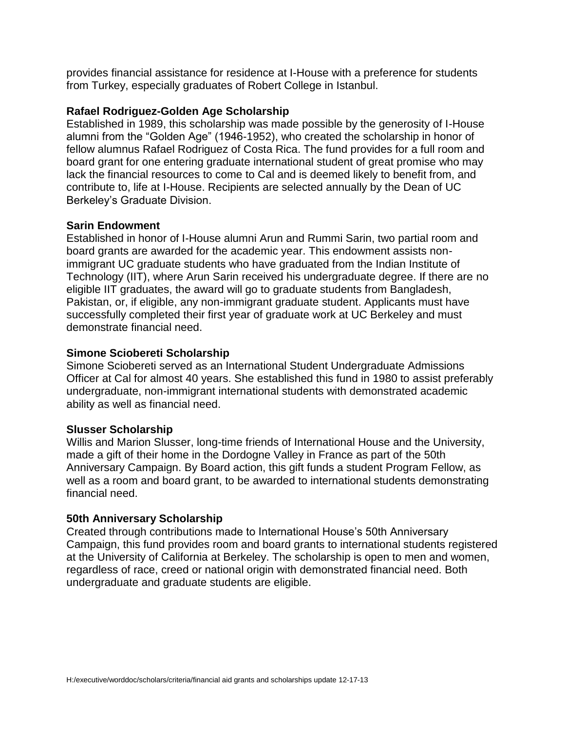provides financial assistance for residence at I-House with a preference for students from Turkey, especially graduates of Robert College in Istanbul.

**Rafael Rodriguez-Golden Age Scholarship**
Established in 1989, this scholarship was made possible by the generosity of I-House alumni from the "Golden Age" (1946-1952), who created the scholarship in honor of fellow alumnus Rafael Rodriguez of Costa Rica. The fund provides for a full room and board grant for one entering graduate international student of great promise who may lack the financial resources to come to Cal and is deemed likely to benefit from, and contribute to, life at I-House. Recipients are selected annually by the Dean of UC Berkeley's Graduate Division.

**Sarin Endowment**
Established in honor of I-House alumni Arun and Rummi Sarin, two partial room and board grants are awarded for the academic year. This endowment assists non-immigrant UC graduate students who have graduated from the Indian Institute of Technology (IIT), where Arun Sarin received his undergraduate degree. If there are no eligible IIT graduates, the award will go to graduate students from Bangladesh, Pakistan, or, if eligible, any non-immigrant graduate student. Applicants must have successfully completed their first year of graduate work at UC Berkeley and must demonstrate financial need.

**Simone Sciobereti Scholarship**
Simone Sciobereti served as an International Student Undergraduate Admissions Officer at Cal for almost 40 years. She established this fund in 1980 to assist preferably undergraduate, non-immigrant international students with demonstrated academic ability as well as financial need.

**Slusser Scholarship**
Willis and Marion Slusser, long-time friends of International House and the University, made a gift of their home in the Dordogne Valley in France as part of the 50th Anniversary Campaign. By Board action, this gift funds a student Program Fellow, as well as a room and board grant, to be awarded to international students demonstrating financial need.

**50th Anniversary Scholarship**
Created through contributions made to International House's 50th Anniversary Campaign, this fund provides room and board grants to international students registered at the University of California at Berkeley. The scholarship is open to men and women, regardless of race, creed or national origin with demonstrated financial need. Both undergraduate and graduate students are eligible.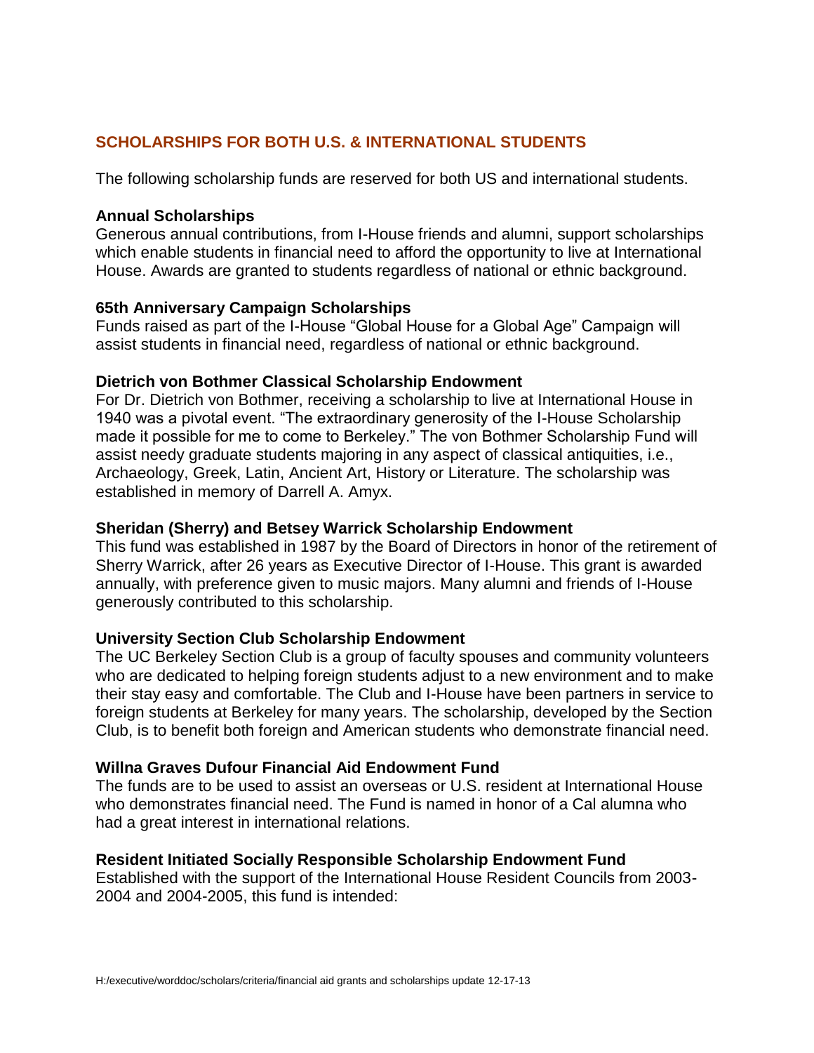## SCHOLARSHIPS FOR BOTH U.S. & INTERNATIONAL STUDENTS

The following scholarship funds are reserved for both US and international students.

**Annual Scholarships**
Generous annual contributions, from I-House friends and alumni, support scholarships which enable students in financial need to afford the opportunity to live at International House. Awards are granted to students regardless of national or ethnic background.

**65th Anniversary Campaign Scholarships**
Funds raised as part of the I-House "Global House for a Global Age" Campaign will assist students in financial need, regardless of national or ethnic background.

**Dietrich von Bothmer Classical Scholarship Endowment**
For Dr. Dietrich von Bothmer, receiving a scholarship to live at International House in 1940 was a pivotal event. "The extraordinary generosity of the I-House Scholarship made it possible for me to come to Berkeley." The von Bothmer Scholarship Fund will assist needy graduate students majoring in any aspect of classical antiquities, i.e., Archaeology, Greek, Latin, Ancient Art, History or Literature. The scholarship was established in memory of Darrell A. Amyx.

**Sheridan (Sherry) and Betsey Warrick Scholarship Endowment**
This fund was established in 1987 by the Board of Directors in honor of the retirement of Sherry Warrick, after 26 years as Executive Director of I-House. This grant is awarded annually, with preference given to music majors. Many alumni and friends of I-House generously contributed to this scholarship.

**University Section Club Scholarship Endowment**
The UC Berkeley Section Club is a group of faculty spouses and community volunteers who are dedicated to helping foreign students adjust to a new environment and to make their stay easy and comfortable. The Club and I-House have been partners in service to foreign students at Berkeley for many years. The scholarship, developed by the Section Club, is to benefit both foreign and American students who demonstrate financial need.

**Willna Graves Dufour Financial Aid Endowment Fund**
The funds are to be used to assist an overseas or U.S. resident at International House who demonstrates financial need. The Fund is named in honor of a Cal alumna who had a great interest in international relations.

**Resident Initiated Socially Responsible Scholarship Endowment Fund**
Established with the support of the International House Resident Councils from 2003-2004 and 2004-2005, this fund is intended: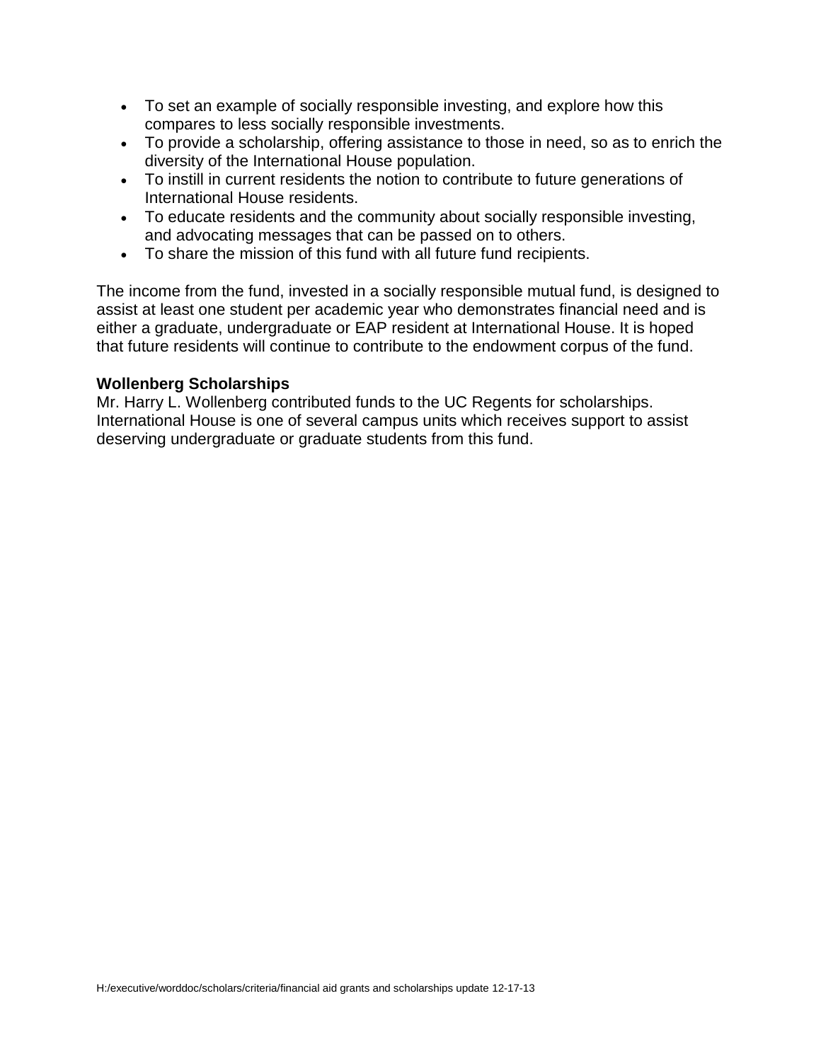- To set an example of socially responsible investing, and explore how this compares to less socially responsible investments.
- To provide a scholarship, offering assistance to those in need, so as to enrich the diversity of the International House population.
- To instill in current residents the notion to contribute to future generations of International House residents.
- To educate residents and the community about socially responsible investing, and advocating messages that can be passed on to others.
- To share the mission of this fund with all future fund recipients.

The income from the fund, invested in a socially responsible mutual fund, is designed to assist at least one student per academic year who demonstrates financial need and is either a graduate, undergraduate or EAP resident at International House. It is hoped that future residents will continue to contribute to the endowment corpus of the fund.

**Wollenberg Scholarships**
Mr. Harry L. Wollenberg contributed funds to the UC Regents for scholarships. International House is one of several campus units which receives support to assist deserving undergraduate or graduate students from this fund.